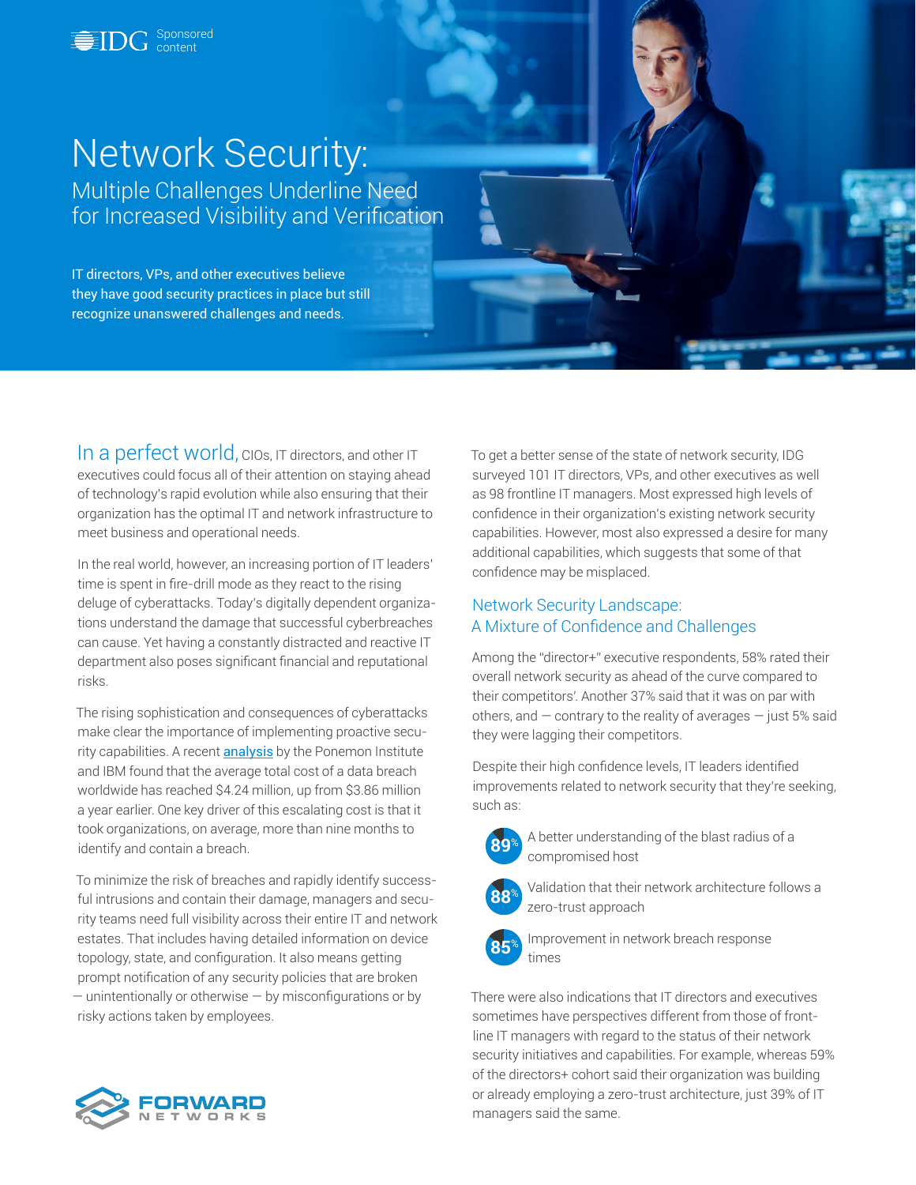IDG Sponsored content

# Network Security:

## Multiple Challenges Underline Need for Increased Visibility and Verification

IT directors, VPs, and other executives believe they have good security practices in place but still recognize unanswered challenges and needs.

In a perfect world, CIOs, IT directors, and other IT executives could focus all of their attention on staying ahead of technology's rapid evolution while also ensuring that their organization has the optimal IT and network infrastructure to meet business and operational needs.

In the real world, however, an increasing portion of IT leaders' time is spent in fire-drill mode as they react to the rising deluge of cyberattacks. Today's digitally dependent organizations understand the damage that successful cyberbreaches can cause. Yet having a constantly distracted and reactive IT department also poses significant financial and reputational risks.

The rising sophistication and consequences of cyberattacks make clear the importance of implementing proactive security capabilities. A recent analysis by the Ponemon Institute and IBM found that the average total cost of a data breach worldwide has reached $4.24 million, up from $3.86 million a year earlier. One key driver of this escalating cost is that it took organizations, on average, more than nine months to identify and contain a breach.

To minimize the risk of breaches and rapidly identify successful intrusions and contain their damage, managers and security teams need full visibility across their entire IT and network estates. That includes having detailed information on device topology, state, and configuration. It also means getting prompt notification of any security policies that are broken — unintentionally or otherwise — by misconfigurations or by risky actions taken by employees.

FORWARD NETWORKS

To get a better sense of the state of network security, IDG surveyed 101 IT directors, VPs, and other executives as well as 98 frontline IT managers. Most expressed high levels of confidence in their organization's existing network security capabilities. However, most also expressed a desire for many additional capabilities, which suggests that some of that confidence may be misplaced.

### Network Security Landscape: A Mixture of Confidence and Challenges

Among the "director+" executive respondents, 58% rated their overall network security as ahead of the curve compared to their competitors'. Another 37% said that it was on par with others, and — contrary to the reality of averages — just 5% said they were lagging their competitors.

Despite their high confidence levels, IT leaders identified improvements related to network security that they're seeking, such as:

- **89%** A better understanding of the blast radius of a compromised host
- **88%** Validation that their network architecture follows a zero-trust approach
- **85%** Improvement in network breach response times

There were also indications that IT directors and executives sometimes have perspectives different from those of front-line IT managers with regard to the status of their network security initiatives and capabilities. For example, whereas 59% of the directors+ cohort said their organization was building or already employing a zero-trust architecture, just 39% of IT managers said the same.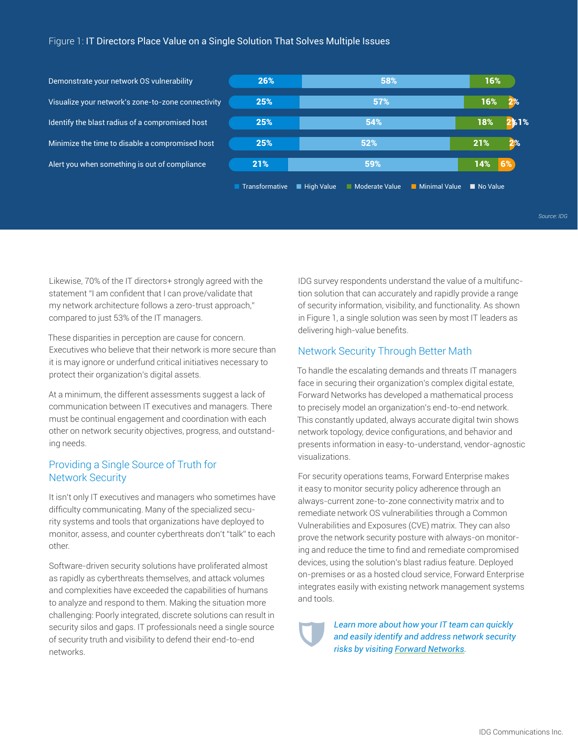Figure 1: IT Directors Place Value on a Single Solution That Solves Multiple Issues

Demonstrate your network OS vulnerability
26% 58% 16%

Visualize your network's zone-to-zone connectivity
25% 57% 16% 2%

Identify the blast radius of a compromised host
25% 54% 18% 2% 1%

Minimize the time to disable a compromised host
25% 52% 21% 2%

Alert you when something is out of compliance
21% 59% 14% 6%

Transformative  High Value  Moderate Value  Minimal Value  No Value

Source: IDG

Likewise, 70% of the IT directors+ strongly agreed with the statement "I am confident that I can prove/validate that my network architecture follows a zero-trust approach," compared to just 53% of the IT managers.

These disparities in perception are cause for concern. Executives who believe that their network is more secure than it is may ignore or underfund critical initiatives necessary to protect their organization's digital assets.

At a minimum, the different assessments suggest a lack of communication between IT executives and managers. There must be continual engagement and coordination with each other on network security objectives, progress, and outstanding needs.

## Providing a Single Source of Truth for Network Security

It isn't only IT executives and managers who sometimes have difficulty communicating. Many of the specialized security systems and tools that organizations have deployed to monitor, assess, and counter cyberthreats don't "talk" to each other.

Software-driven security solutions have proliferated almost as rapidly as cyberthreats themselves, and attack volumes and complexities have exceeded the capabilities of humans to analyze and respond to them. Making the situation more challenging: Poorly integrated, discrete solutions can result in security silos and gaps. IT professionals need a single source of security truth and visibility to defend their end-to-end networks.

IDG survey respondents understand the value of a multifunction solution that can accurately and rapidly provide a range of security information, visibility, and functionality. As shown in Figure 1, a single solution was seen by most IT leaders as delivering high-value benefits.

## Network Security Through Better Math

To handle the escalating demands and threats IT managers face in securing their organization's complex digital estate, Forward Networks has developed a mathematical process to precisely model an organization's end-to-end network. This constantly updated, always accurate digital twin shows network topology, device configurations, and behavior and presents information in easy-to-understand, vendor-agnostic visualizations.

For security operations teams, Forward Enterprise makes it easy to monitor security policy adherence through an always-current zone-to-zone connectivity matrix and to remediate network OS vulnerabilities through a Common Vulnerabilities and Exposures (CVE) matrix. They can also prove the network security posture with always-on monitoring and reduce the time to find and remediate compromised devices, using the solution's blast radius feature. Deployed on-premises or as a hosted cloud service, Forward Enterprise integrates easily with existing network management systems and tools.

*Learn more about how your IT team can quickly and easily identify and address network security risks by visiting Forward Networks.*